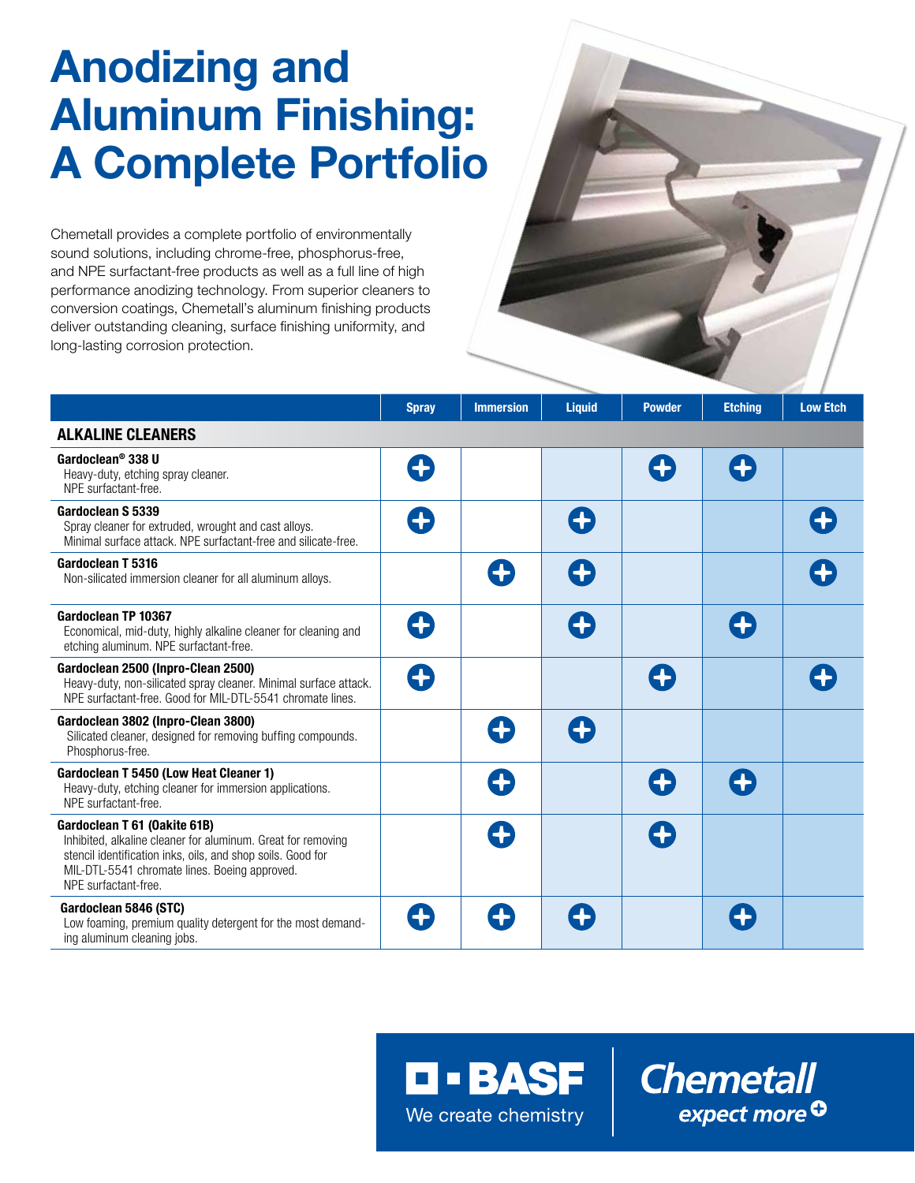# Anodizing and Aluminum Finishing: A Complete Portfolio

Chemetall provides a complete portfolio of environmentally sound solutions, including chrome-free, phosphorus-free, and NPE surfactant-free products as well as a full line of high performance anodizing technology. From superior cleaners to conversion coatings, Chemetall's aluminum finishing products deliver outstanding cleaning, surface finishing uniformity, and long-lasting corrosion protection.

| | Spray | Immersion | Liquid | Powder | Etching | Low Etch |
|---|---|---|---|---|---|---|
| **ALKALINE CLEANERS** | | | | | | |
| **Gardoclean® 338 U**<br>Heavy-duty, etching spray cleaner.<br>NPE surfactant-free. | ✚ | | | ✚ | ✚ | |
| **Gardoclean S 5339**<br>Spray cleaner for extruded, wrought and cast alloys.<br>Minimal surface attack. NPE surfactant-free and silicate-free. | ✚ | | ✚ | | | ✚ |
| **Gardoclean T 5316**<br>Non-silicated immersion cleaner for all aluminum alloys. | | ✚ | ✚ | | | ✚ |
| **Gardoclean TP 10367**<br>Economical, mid-duty, highly alkaline cleaner for cleaning and etching aluminum. NPE surfactant-free. | ✚ | | ✚ | | ✚ | |
| **Gardoclean 2500 (Inpro-Clean 2500)**<br>Heavy-duty, non-silicated spray cleaner. Minimal surface attack. NPE surfactant-free. Good for MIL-DTL-5541 chromate lines. | ✚ | | | ✚ | | ✚ |
| **Gardoclean 3802 (Inpro-Clean 3800)**<br>Silicated cleaner, designed for removing buffing compounds. Phosphorus-free. | | ✚ | ✚ | | | |
| **Gardoclean T 5450 (Low Heat Cleaner 1)**<br>Heavy-duty, etching cleaner for immersion applications.<br>NPE surfactant-free. | | ✚ | | ✚ | ✚ | |
| **Gardoclean T 61 (Oakite 61B)**<br>Inhibited, alkaline cleaner for aluminum. Great for removing stencil identification inks, oils, and shop soils. Good for MIL-DTL-5541 chromate lines. Boeing approved.<br>NPE surfactant-free. | | ✚ | | ✚ | | |
| **Gardoclean 5846 (STC)**<br>Low foaming, premium quality detergent for the most demanding aluminum cleaning jobs. | ✚ | ✚ | ✚ | | ✚ | |

BASF – We create chemistry | Chemetall – expect more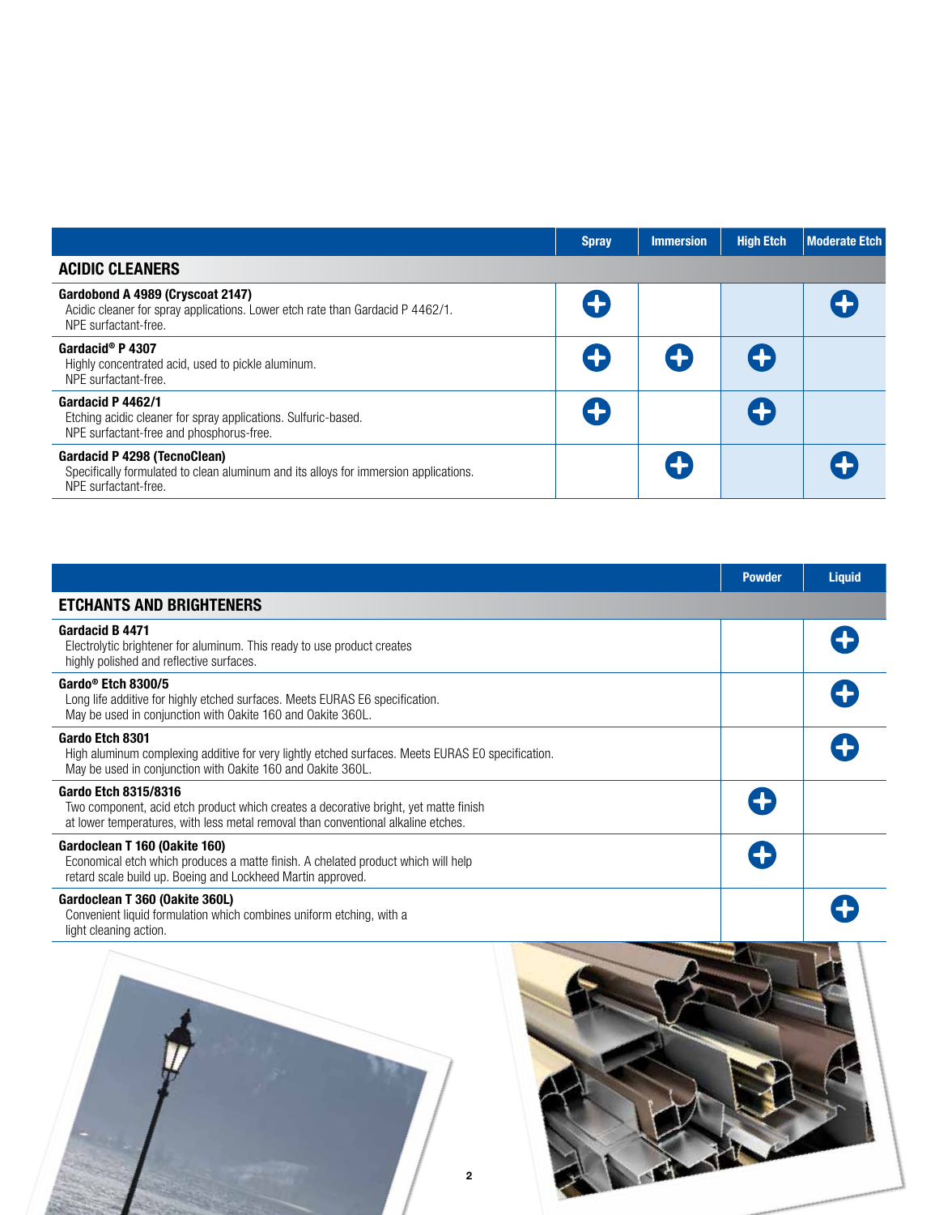| | Spray | Immersion | High Etch | Moderate Etch |
|---|---|---|---|---|
| **ACIDIC CLEANERS** | | | | |
| **Gardobond A 4989 (Cryscoat 2147)**<br>Acidic cleaner for spray applications. Lower etch rate than Gardacid P 4462/1.<br>NPE surfactant-free. | ✚ | | | ✚ |
| **Gardacid® P 4307**<br>Highly concentrated acid, used to pickle aluminum.<br>NPE surfactant-free. | ✚ | ✚ | ✚ | |
| **Gardacid P 4462/1**<br>Etching acidic cleaner for spray applications. Sulfuric-based.<br>NPE surfactant-free and phosphorus-free. | ✚ | | ✚ | |
| **Gardacid P 4298 (TecnoClean)**<br>Specifically formulated to clean aluminum and its alloys for immersion applications.<br>NPE surfactant-free. | | ✚ | | ✚ |

| | Powder | Liquid |
|---|---|---|
| **ETCHANTS AND BRIGHTENERS** | | |
| **Gardacid B 4471**<br>Electrolytic brightener for aluminum. This ready to use product creates highly polished and reflective surfaces. | | ✚ |
| **Gardo® Etch 8300/5**<br>Long life additive for highly etched surfaces. Meets EURAS E6 specification.<br>May be used in conjunction with Oakite 160 and Oakite 360L. | | ✚ |
| **Gardo Etch 8301**<br>High aluminum complexing additive for very lightly etched surfaces. Meets EURAS E0 specification.<br>May be used in conjunction with Oakite 160 and Oakite 360L. | | ✚ |
| **Gardo Etch 8315/8316**<br>Two component, acid etch product which creates a decorative bright, yet matte finish at lower temperatures, with less metal removal than conventional alkaline etches. | ✚ | |
| **Gardoclean T 160 (Oakite 160)**<br>Economical etch which produces a matte finish. A chelated product which will help retard scale build up. Boeing and Lockheed Martin approved. | ✚ | |
| **Gardoclean T 360 (Oakite 360L)**<br>Convenient liquid formulation which combines uniform etching, with a light cleaning action. | | ✚ |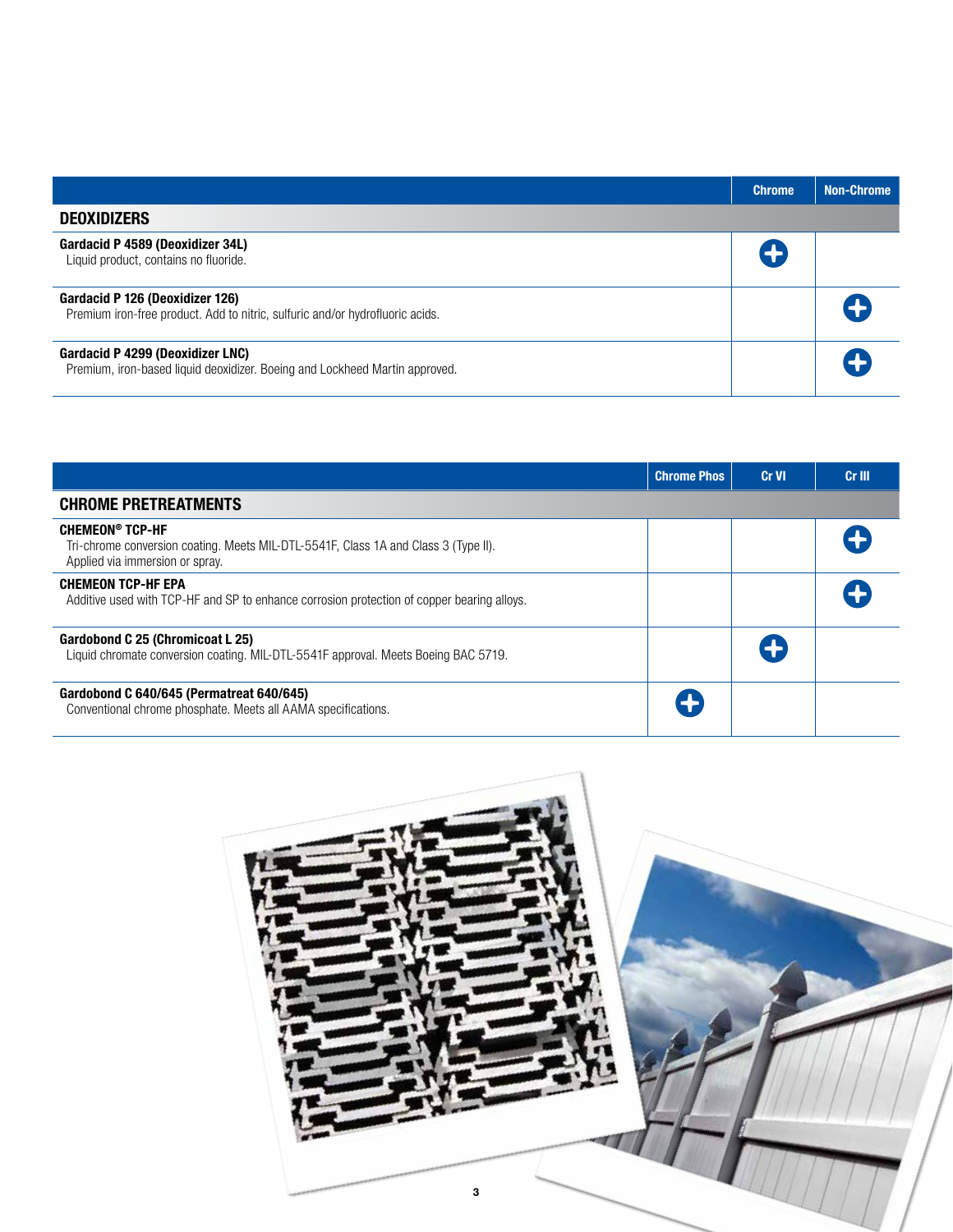| | Chrome | Non-Chrome |
|---|---|---|
| **DEOXIDIZERS** | | |
| **Gardacid P 4589 (Deoxidizer 34L)**<br>Liquid product, contains no fluoride. | ✚ | |
| **Gardacid P 126 (Deoxidizer 126)**<br>Premium iron-free product. Add to nitric, sulfuric and/or hydrofluoric acids. | | ✚ |
| **Gardacid P 4299 (Deoxidizer LNC)**<br>Premium, iron-based liquid deoxidizer. Boeing and Lockheed Martin approved. | | ✚ |

| | Chrome Phos | Cr VI | Cr III |
|---|---|---|---|
| **CHROME PRETREATMENTS** | | | |
| **CHEMEON® TCP-HF**<br>Tri-chrome conversion coating. Meets MIL-DTL-5541F, Class 1A and Class 3 (Type II).<br>Applied via immersion or spray. | | | ✚ |
| **CHEMEON TCP-HF EPA**<br>Additive used with TCP-HF and SP to enhance corrosion protection of copper bearing alloys. | | | ✚ |
| **Gardobond C 25 (Chromicoat L 25)**<br>Liquid chromate conversion coating. MIL-DTL-5541F approval. Meets Boeing BAC 5719. | | ✚ | |
| **Gardobond C 640/645 (Permatreat 640/645)**<br>Conventional chrome phosphate. Meets all AAMA specifications. | ✚ | | |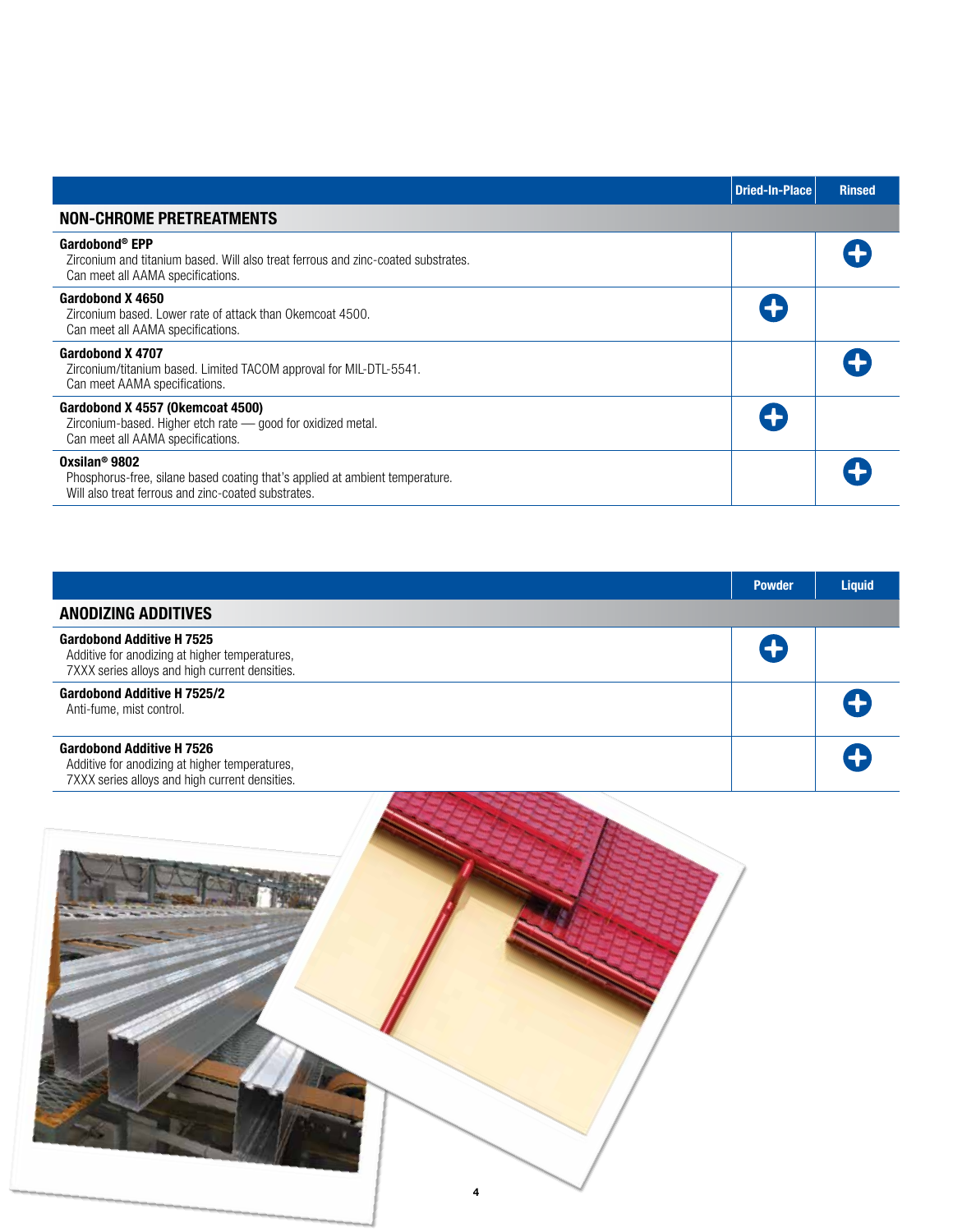| NON-CHROME PRETREATMENTS | Dried-In-Place | Rinsed |
|---|---|---|
| **Gardobond® EPP**<br>Zirconium and titanium based. Will also treat ferrous and zinc-coated substrates.<br>Can meet all AAMA specifications. | | ✚ |
| **Gardobond X 4650**<br>Zirconium based. Lower rate of attack than Okemcoat 4500.<br>Can meet all AAMA specifications. | ✚ | |
| **Gardobond X 4707**<br>Zirconium/titanium based. Limited TACOM approval for MIL-DTL-5541.<br>Can meet AAMA specifications. | | ✚ |
| **Gardobond X 4557 (Okemcoat 4500)**<br>Zirconium-based. Higher etch rate — good for oxidized metal.<br>Can meet all AAMA specifications. | ✚ | |
| **Oxsilan® 9802**<br>Phosphorus-free, silane based coating that's applied at ambient temperature.<br>Will also treat ferrous and zinc-coated substrates. | | ✚ |

| ANODIZING ADDITIVES | Powder | Liquid |
|---|---|---|
| **Gardobond Additive H 7525**<br>Additive for anodizing at higher temperatures,<br>7XXX series alloys and high current densities. | ✚ | |
| **Gardobond Additive H 7525/2**<br>Anti-fume, mist control. | | ✚ |
| **Gardobond Additive H 7526**<br>Additive for anodizing at higher temperatures,<br>7XXX series alloys and high current densities. | | ✚ |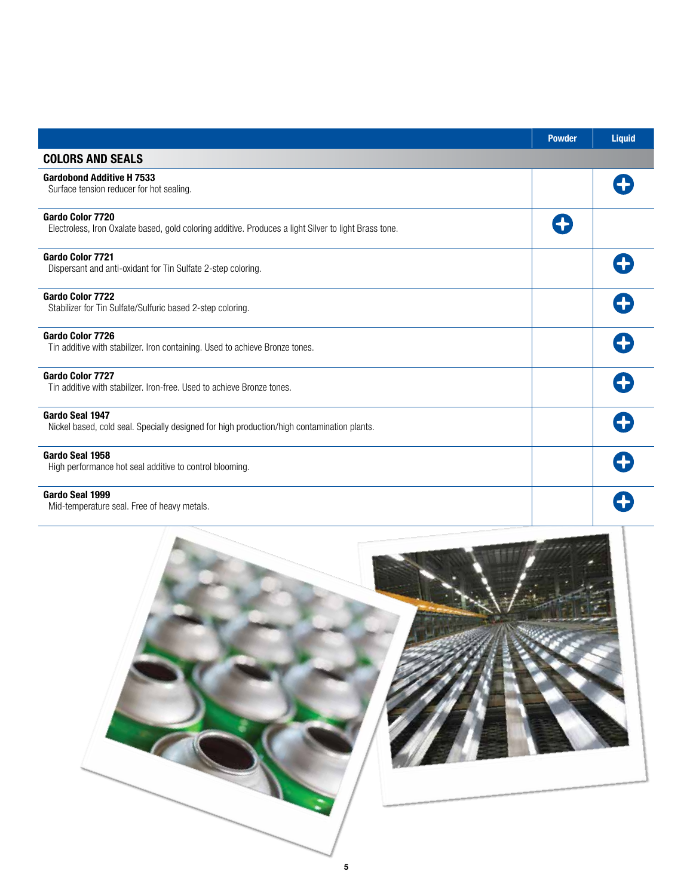| | Powder | Liquid |
|---|---|---|
| **COLORS AND SEALS** | | |
| **Gardobond Additive H 7533**<br>Surface tension reducer for hot sealing. | | ✚ |
| **Gardo Color 7720**<br>Electroless, Iron Oxalate based, gold coloring additive. Produces a light Silver to light Brass tone. | ✚ | |
| **Gardo Color 7721**<br>Dispersant and anti-oxidant for Tin Sulfate 2-step coloring. | | ✚ |
| **Gardo Color 7722**<br>Stabilizer for Tin Sulfate/Sulfuric based 2-step coloring. | | ✚ |
| **Gardo Color 7726**<br>Tin additive with stabilizer. Iron containing. Used to achieve Bronze tones. | | ✚ |
| **Gardo Color 7727**<br>Tin additive with stabilizer. Iron-free. Used to achieve Bronze tones. | | ✚ |
| **Gardo Seal 1947**<br>Nickel based, cold seal. Specially designed for high production/high contamination plants. | | ✚ |
| **Gardo Seal 1958**<br>High performance hot seal additive to control blooming. | | ✚ |
| **Gardo Seal 1999**<br>Mid-temperature seal. Free of heavy metals. | | ✚ |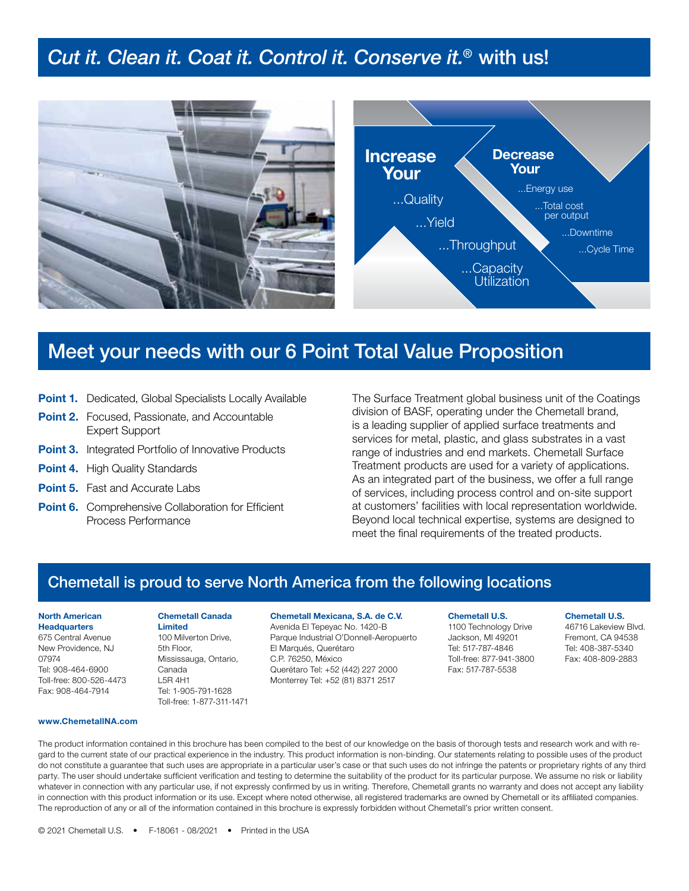## *Cut it. Clean it. Coat it. Control it. Conserve it.*® with us!

**Increase Your**

...Quality

...Yield

...Throughput

...Capacity Utilization

**Decrease Your**

...Energy use

...Total cost per output

...Downtime

...Cycle Time

## Meet your needs with our 6 Point Total Value Proposition

- **Point 1.** Dedicated, Global Specialists Locally Available
- **Point 2.** Focused, Passionate, and Accountable Expert Support
- **Point 3.** Integrated Portfolio of Innovative Products
- **Point 4.** High Quality Standards
- **Point 5.** Fast and Accurate Labs
- **Point 6.** Comprehensive Collaboration for Efficient Process Performance

The Surface Treatment global business unit of the Coatings division of BASF, operating under the Chemetall brand, is a leading supplier of applied surface treatments and services for metal, plastic, and glass substrates in a vast range of industries and end markets. Chemetall Surface Treatment products are used for a variety of applications. As an integrated part of the business, we offer a full range of services, including process control and on-site support at customers' facilities with local representation worldwide. Beyond local technical expertise, systems are designed to meet the final requirements of the treated products.

## Chemetall is proud to serve North America from the following locations

**North American Headquarters**
675 Central Avenue
New Providence, NJ
07974
Tel: 908-464-6900
Toll-free: 800-526-4473
Fax: 908-464-7914

**Chemetall Canada Limited**
100 Milverton Drive,
5th Floor,
Mississauga, Ontario,
Canada
L5R 4H1
Tel: 1-905-791-1628
Toll-free: 1-877-311-1471

**Chemetall Mexicana, S.A. de C.V.**
Avenida El Tepeyac No. 1420-B
Parque Industrial O'Donnell-Aeropuerto
El Marqués, Querétaro
C.P. 76250, México
Querétaro Tel: +52 (442) 227 2000
Monterrey Tel: +52 (81) 8371 2517

**Chemetall U.S.**
1100 Technology Drive
Jackson, MI 49201
Tel: 517-787-4846
Toll-free: 877-941-3800
Fax: 517-787-5538

**Chemetall U.S.**
46716 Lakeview Blvd.
Fremont, CA 94538
Tel: 408-387-5340
Fax: 408-809-2883

**www.ChemetallNA.com**

The product information contained in this brochure has been compiled to the best of our knowledge on the basis of thorough tests and research work and with regard to the current state of our practical experience in the industry. This product information is non-binding. Our statements relating to possible uses of the product do not constitute a guarantee that such uses are appropriate in a particular user's case or that such uses do not infringe the patents or proprietary rights of any third party. The user should undertake sufficient verification and testing to determine the suitability of the product for its particular purpose. We assume no risk or liability whatever in connection with any particular use, if not expressly confirmed by us in writing. Therefore, Chemetall grants no warranty and does not accept any liability in connection with this product information or its use. Except where noted otherwise, all registered trademarks are owned by Chemetall or its affiliated companies. The reproduction of any or all of the information contained in this brochure is expressly forbidden without Chemetall's prior written consent.

© 2021 Chemetall U.S. • F-18061 - 08/2021 • Printed in the USA